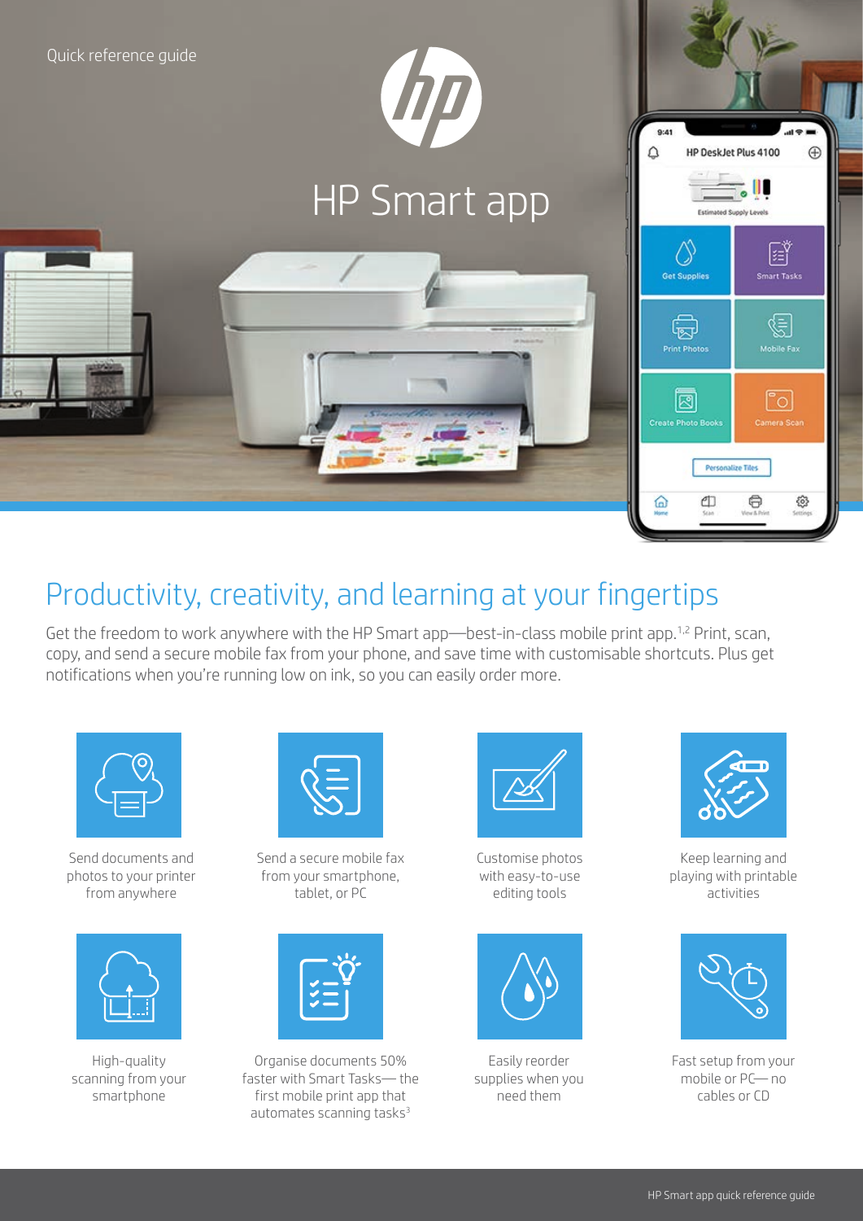Quick reference guide

# HP Smart app

## Productivity, creativity, and learning at your fingertips

Get the freedom to work anywhere with the HP Smart app—best-in-class mobile print app.[1,2] Print, scan, copy, and send a secure mobile fax from your phone, and save time with customisable shortcuts. Plus get notifications when you're running low on ink, so you can easily order more.

- Send documents and photos to your printer from anywhere
- Send a secure mobile fax from your smartphone, tablet, or PC
- Customise photos with easy-to-use editing tools
- Keep learning and playing with printable activities
- High-quality scanning from your smartphone
- Organise documents 50% faster with Smart Tasks— the first mobile print app that automates scanning tasks[3]
- Easily reorder supplies when you need them
- Fast setup from your mobile or PC— no cables or CD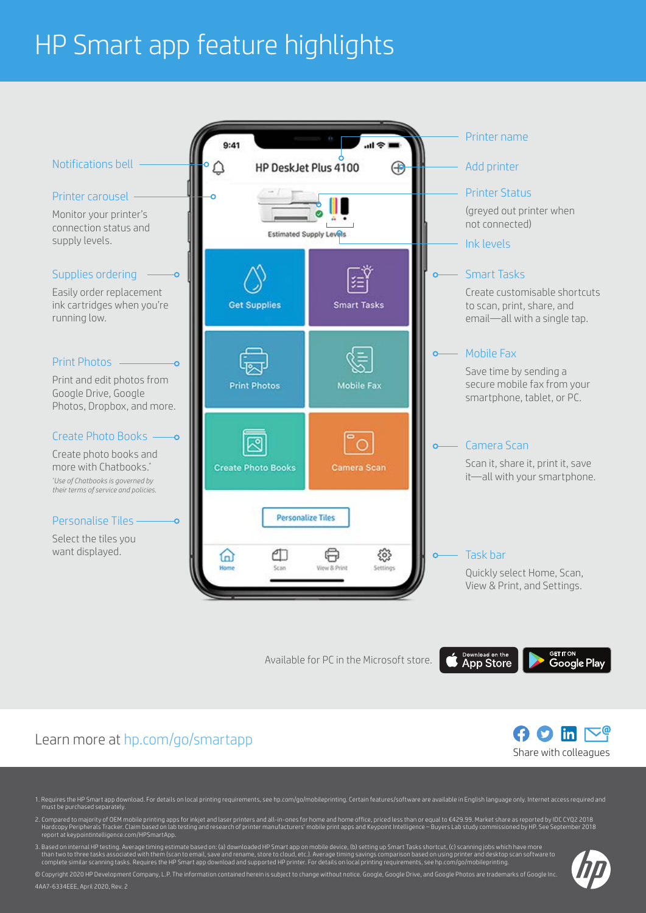# HP Smart app feature highlights

Notifications bell

Printer carousel

Monitor your printer's connection status and supply levels.

Supplies ordering

Easily order replacement ink cartridges when you're running low.

Print Photos

Print and edit photos from Google Drive, Google Photos, Dropbox, and more.

Create Photo Books

Create photo books and more with Chatbooks.*

*Use of Chatbooks is governed by their terms of service and policies.*

Personalise Tiles

Select the tiles you want displayed.

Printer name

Add printer

Printer Status

(greyed out printer when not connected)

Ink levels

Smart Tasks

Create customisable shortcuts to scan, print, share, and email—all with a single tap.

Mobile Fax

Save time by sending a secure mobile fax from your smartphone, tablet, or PC.

Camera Scan

Scan it, share it, print it, save it—all with your smartphone.

Task bar

Quickly select Home, Scan, View & Print, and Settings.

9:41

HP DeskJet Plus 4100

Estimated Supply Levels

Get Supplies

Smart Tasks

Print Photos

Mobile Fax

Create Photo Books

Camera Scan

Personalize Tiles

Home Scan View & Print Settings

Available for PC in the Microsoft store.

Download on the App Store

GET IT ON Google Play

Learn more at hp.com/go/smartapp

Share with colleagues

1. Requires the HP Smart app download. For details on local printing requirements, see hp.com/go/mobileprinting. Certain features/software are available in English language only. Internet access required and must be purchased separately.

2. Compared to majority of OEM mobile printing apps for inkjet and laser printers and all-in-ones for home and home office, priced less than or equal to €429.99. Market share as reported by IDC CYQ2 2018 Hardcopy Peripherals Tracker. Claim based on lab testing and research of printer manufacturers' mobile print apps and Keypoint Intelligence – Buyers Lab study commissioned by HP. See September 2018 report at keypointintelligence.com/HPSmartApp.

3. Based on internal HP testing. Average timing estimate based on: (a) downloaded HP Smart app on mobile device, (b) setting up Smart Tasks shortcut, (c) scanning jobs which have more than two to three tasks associated with them (scan to email, save and rename, store to cloud, etc.). Average timing savings comparison based on using printer and desktop scan software to complete similar scanning tasks. Requires the HP Smart app download and supported HP printer. For details on local printing requirements, see hp.com/go/mobileprinting.

© Copyright 2020 HP Development Company, L.P. The information contained herein is subject to change without notice. Google, Google Drive, and Google Photos are trademarks of Google Inc.

4AA7-6334EEE, April 2020, Rev. 2